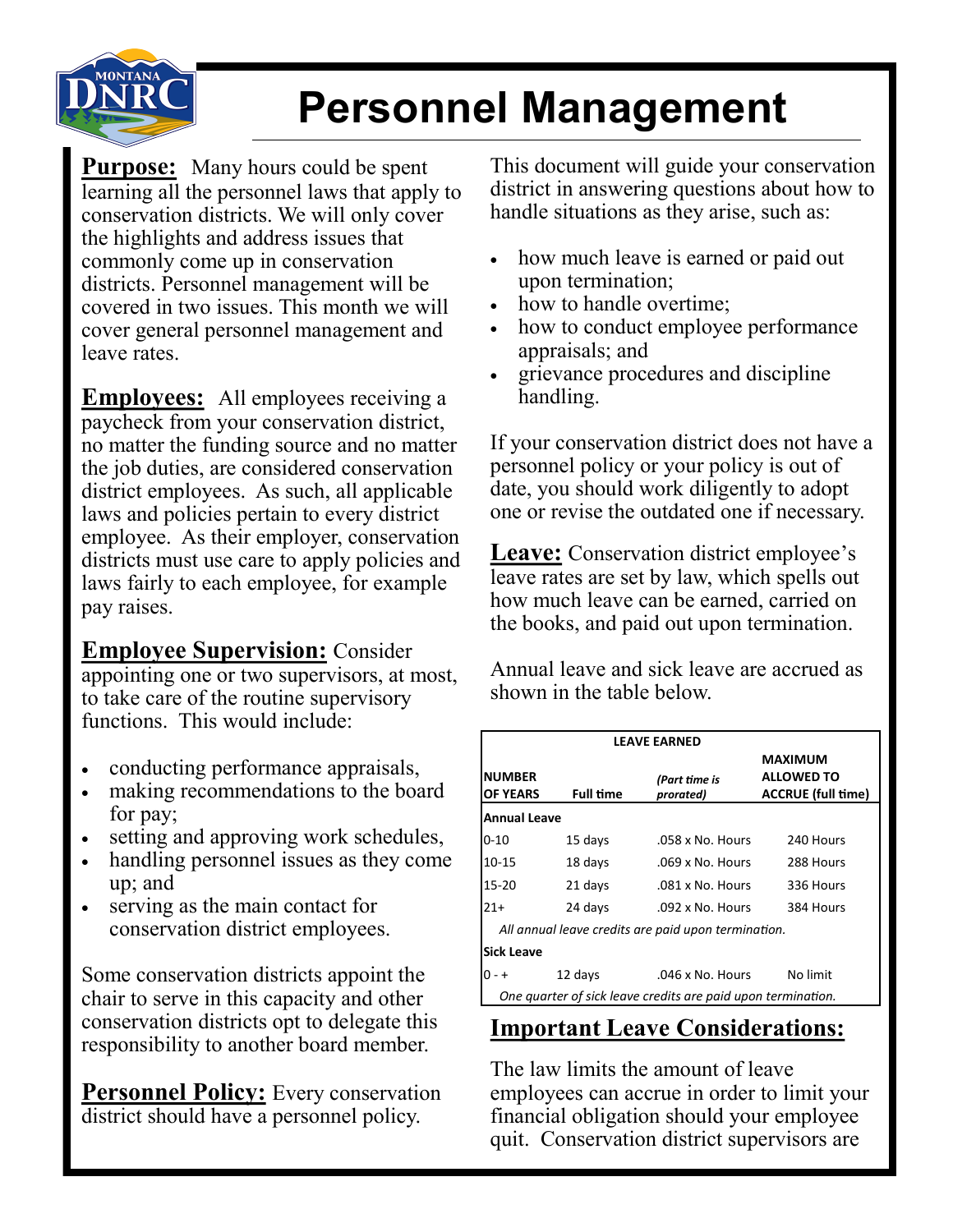// Personnel Management

**Purpose:** Many hours could be spent learning all the personnel laws that apply to conservation districts. We will only cover the highlights and address issues that commonly come up in conservation districts. Personnel management will be covered in two issues. This month we will cover general personnel management and leave rates.

**Employees:** All employees receiving a paycheck from your conservation district, no matter the funding source and no matter the job duties, are considered conservation district employees. As such, all applicable laws and policies pertain to every district employee. As their employer, conservation districts must use care to apply policies and laws fairly to each employee, for example pay raises.

**Employee Supervision:** Consider appointing one or two supervisors, at most, to take care of the routine supervisory functions. This would include:

- conducting performance appraisals,
- making recommendations to the board for pay;
- setting and approving work schedules,
- handling personnel issues as they come up; and
- serving as the main contact for conservation district employees.

Some conservation districts appoint the chair to serve in this capacity and other conservation districts opt to delegate this responsibility to another board member.

**Personnel Policy:** Every conservation district should have a personnel policy.

This document will guide your conservation district in answering questions about how to handle situations as they arise, such as:

- how much leave is earned or paid out upon termination;
- how to handle overtime;
- how to conduct employee performance appraisals; and
- grievance procedures and discipline handling.

If your conservation district does not have a personnel policy or your policy is out of date, you should work diligently to adopt one or revise the outdated one if necessary.

**Leave:** Conservation district employee's leave rates are set by law, which spells out how much leave can be earned, carried on the books, and paid out upon termination.

Annual leave and sick leave are accrued as shown in the table below.

| LEAVE EARNED | | | |
|---|---|---|---|
| **NUMBER OF YEARS** | **Full time** | ***(Part time is prorated)*** | **MAXIMUM ALLOWED TO ACCRUE (full time)** |
| **Annual Leave** | | | |
| 0-10 | 15 days | .058 x No. Hours | 240 Hours |
| 10-15 | 18 days | .069 x No. Hours | 288 Hours |
| 15-20 | 21 days | .081 x No. Hours | 336 Hours |
| 21+ | 24 days | .092 x No. Hours | 384 Hours |
| *All annual leave credits are paid upon termination.* | | | |
| **Sick Leave** | | | |
| 0 - + | 12 days | .046 x No. Hours | No limit |
| *One quarter of sick leave credits are paid upon termination.* | | | |

## Important Leave Considerations:

The law limits the amount of leave employees can accrue in order to limit your financial obligation should your employee quit. Conservation district supervisors are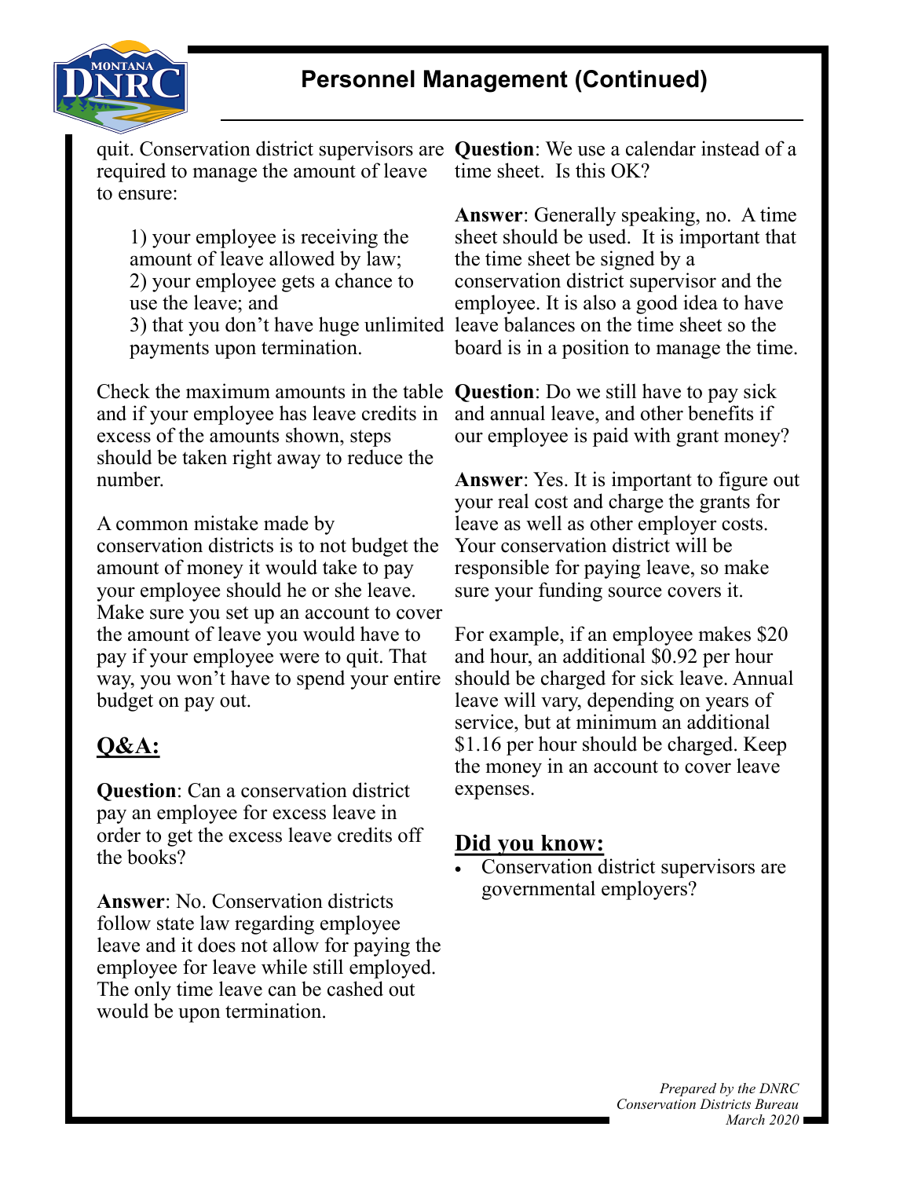# Personnel Management (Continued)

quit. Conservation district supervisors are required to manage the amount of leave to ensure:

1) your employee is receiving the amount of leave allowed by law;
2) your employee gets a chance to use the leave; and
3) that you don't have huge unlimited payments upon termination.

Check the maximum amounts in the table and if your employee has leave credits in excess of the amounts shown, steps should be taken right away to reduce the number.

A common mistake made by conservation districts is to not budget the amount of money it would take to pay your employee should he or she leave. Make sure you set up an account to cover the amount of leave you would have to pay if your employee were to quit. That way, you won't have to spend your entire budget on pay out.

## Q&A:

**Question**: Can a conservation district pay an employee for excess leave in order to get the excess leave credits off the books?

**Answer**: No. Conservation districts follow state law regarding employee leave and it does not allow for paying the employee for leave while still employed. The only time leave can be cashed out would be upon termination.

**Question**: We use a calendar instead of a time sheet. Is this OK?

**Answer**: Generally speaking, no. A time sheet should be used. It is important that the time sheet be signed by a conservation district supervisor and the employee. It is also a good idea to have leave balances on the time sheet so the board is in a position to manage the time.

**Question**: Do we still have to pay sick and annual leave, and other benefits if our employee is paid with grant money?

**Answer**: Yes. It is important to figure out your real cost and charge the grants for leave as well as other employer costs. Your conservation district will be responsible for paying leave, so make sure your funding source covers it.

For example, if an employee makes $20 and hour, an additional $0.92 per hour should be charged for sick leave. Annual leave will vary, depending on years of service, but at minimum an additional $1.16 per hour should be charged. Keep the money in an account to cover leave expenses.

## Did you know:

- Conservation district supervisors are governmental employers?

*Prepared by the DNRC Conservation Districts Bureau March 2020*